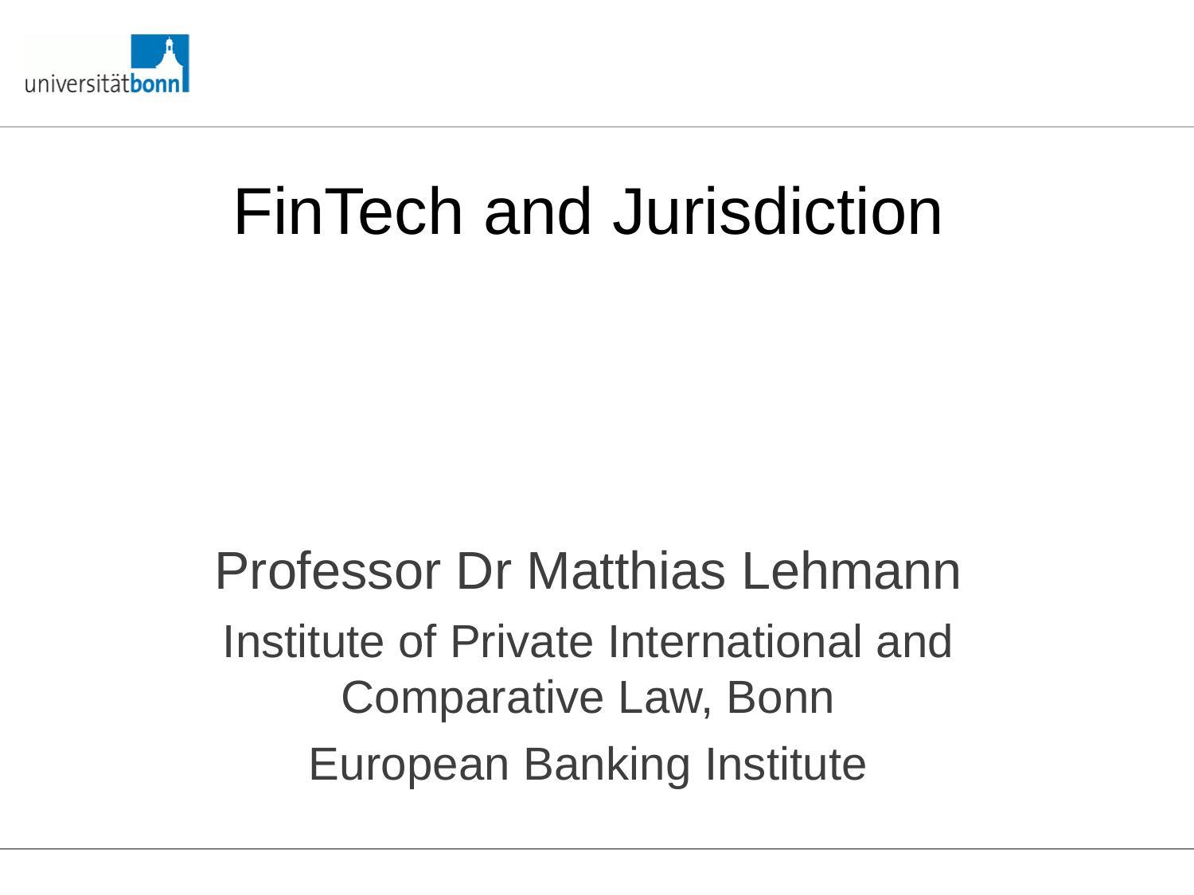# FinTech and Jurisdiction

Professor Dr Matthias Lehmann

Institute of Private International and Comparative Law, Bonn

European Banking Institute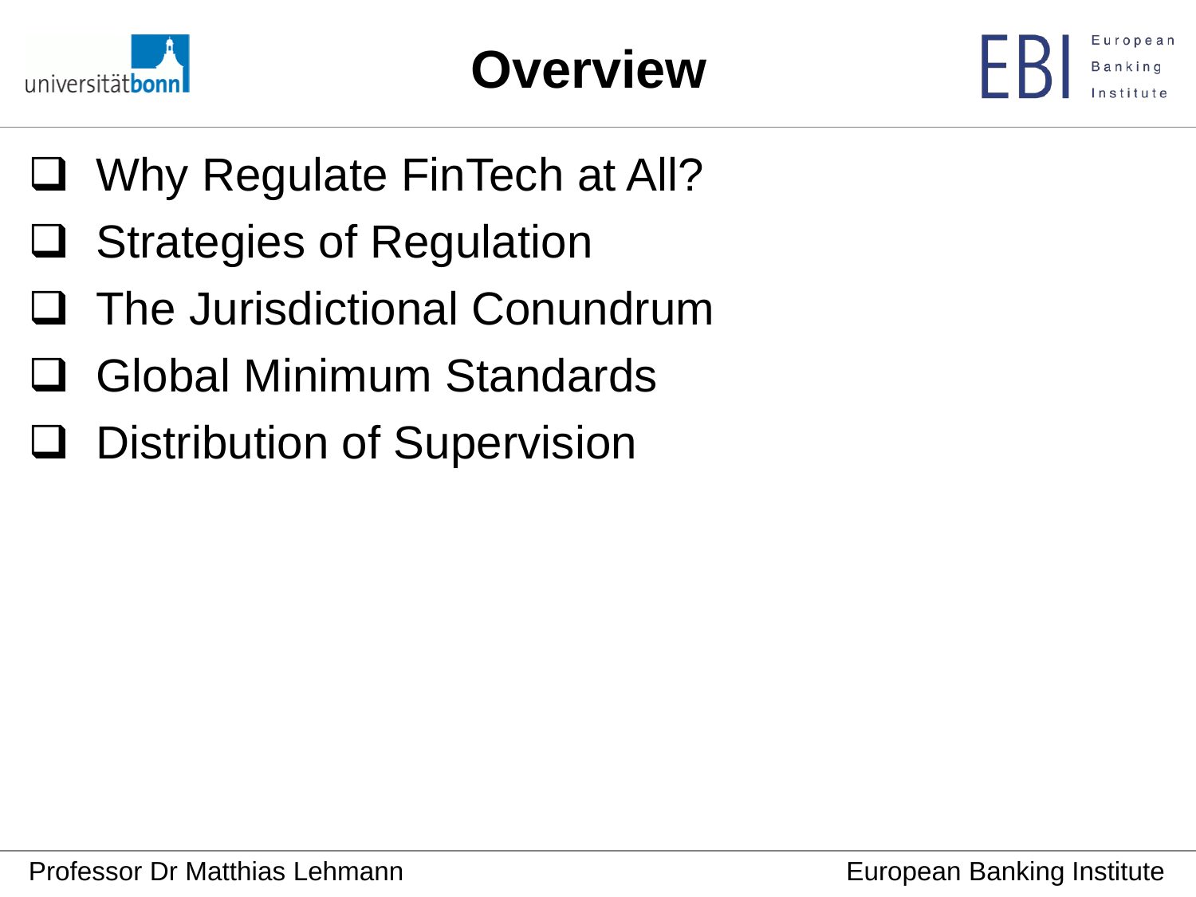# Overview

- Why Regulate FinTech at All?
- Strategies of Regulation
- The Jurisdictional Conundrum
- Global Minimum Standards
- Distribution of Supervision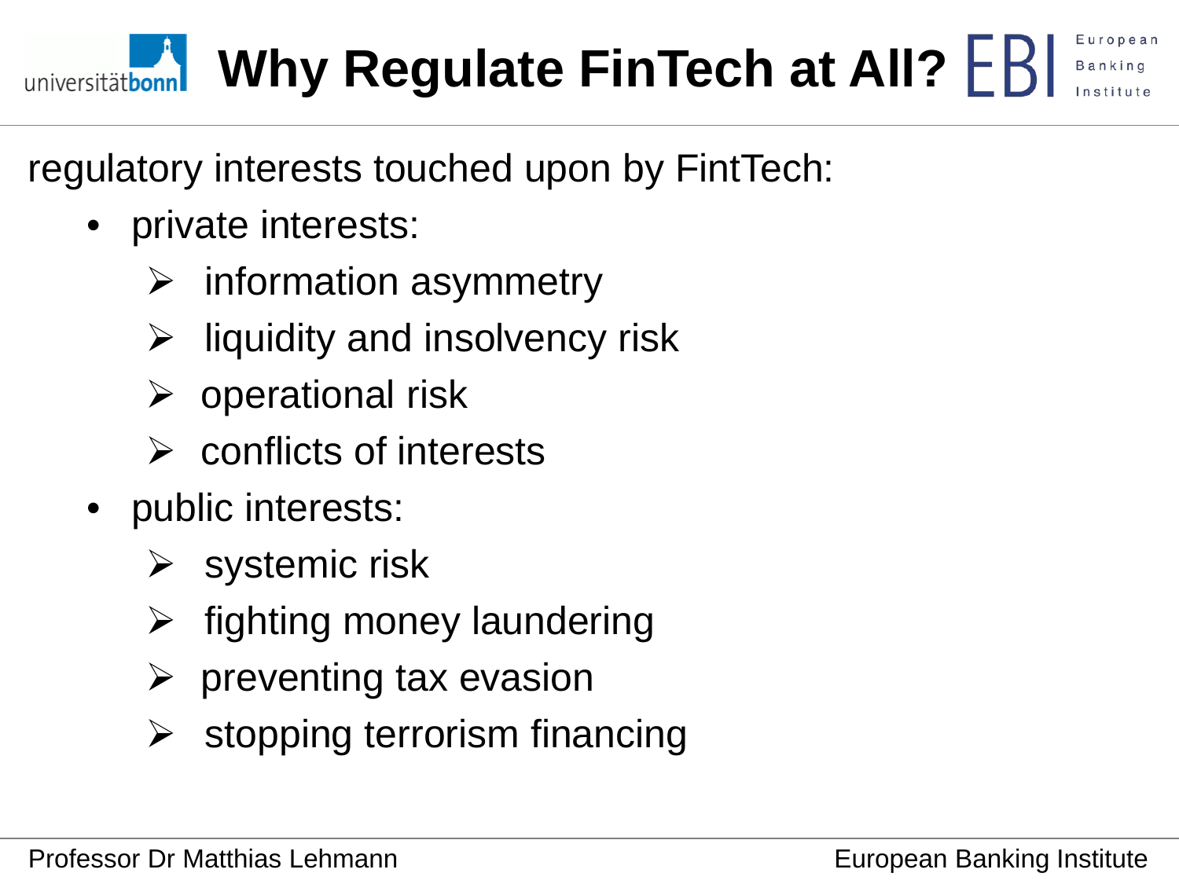# Why Regulate FinTech at All?

regulatory interests touched upon by FintTech:

- private interests:
  - information asymmetry
  - liquidity and insolvency risk
  - operational risk
  - conflicts of interests
- public interests:
  - systemic risk
  - fighting money laundering
  - preventing tax evasion
  - stopping terrorism financing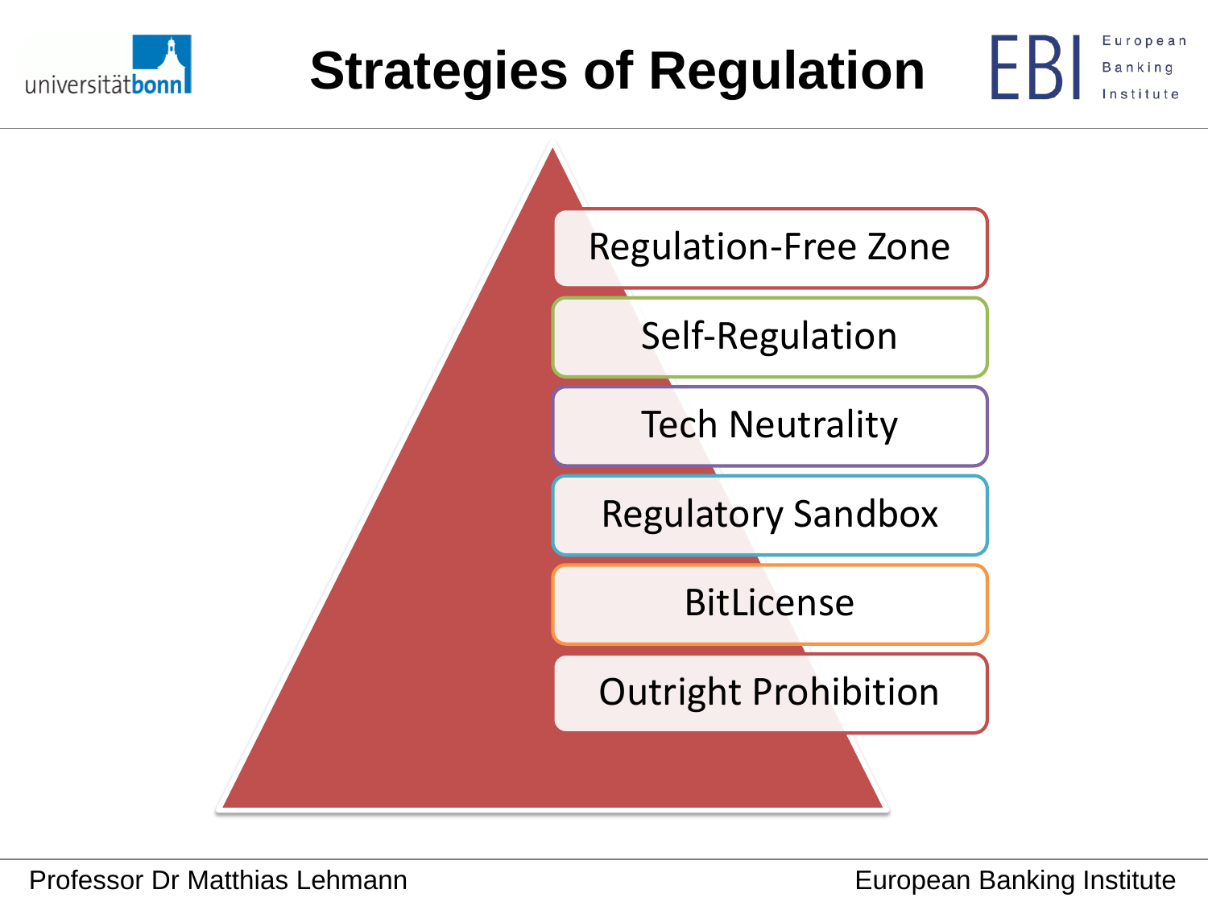# Strategies of Regulation

- Regulation-Free Zone
- Self-Regulation
- Tech Neutrality
- Regulatory Sandbox
- BitLicense
- Outright Prohibition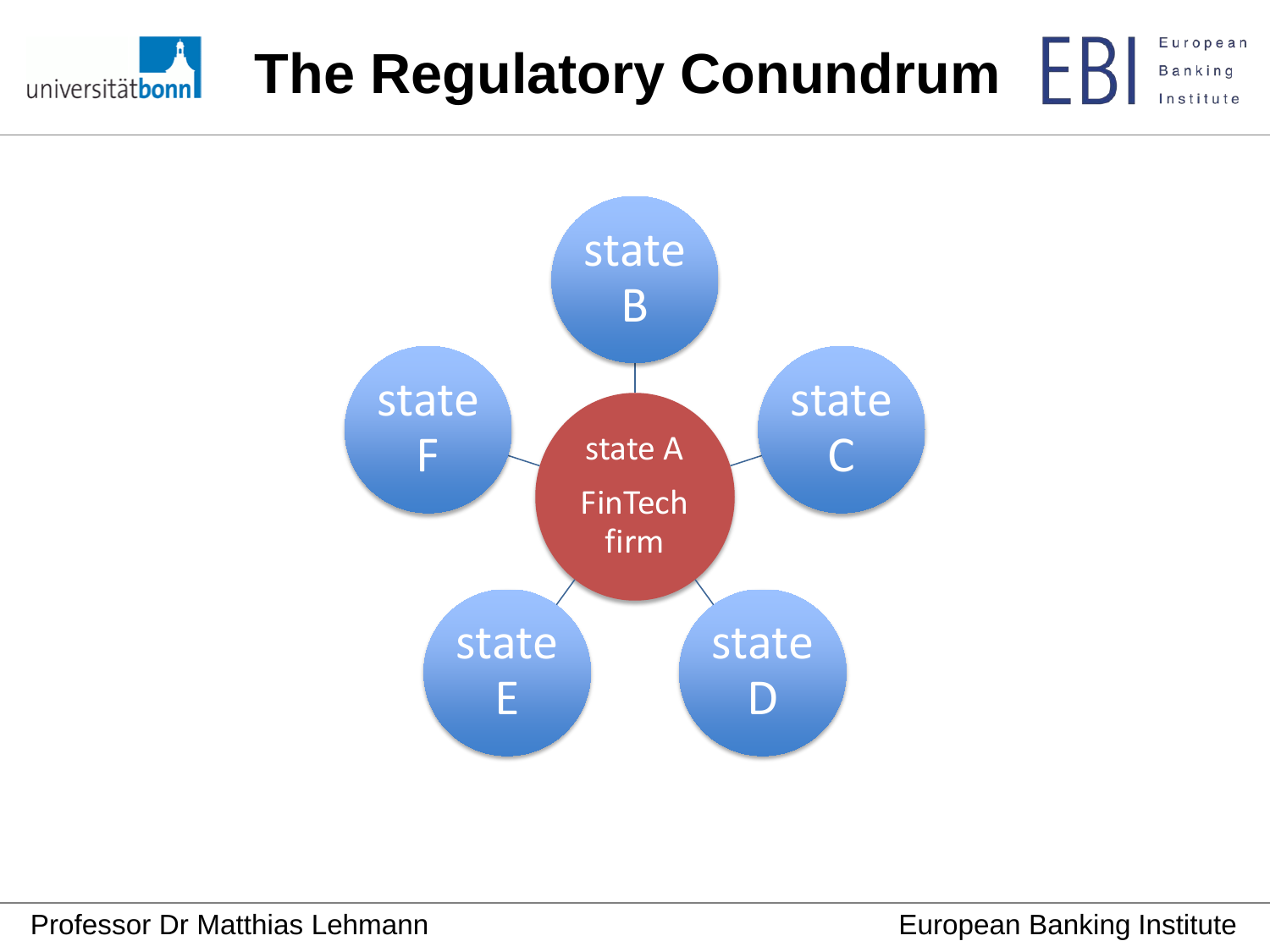# The Regulatory Conundrum

state B

state F

state A

FinTech firm

state C

state E

state D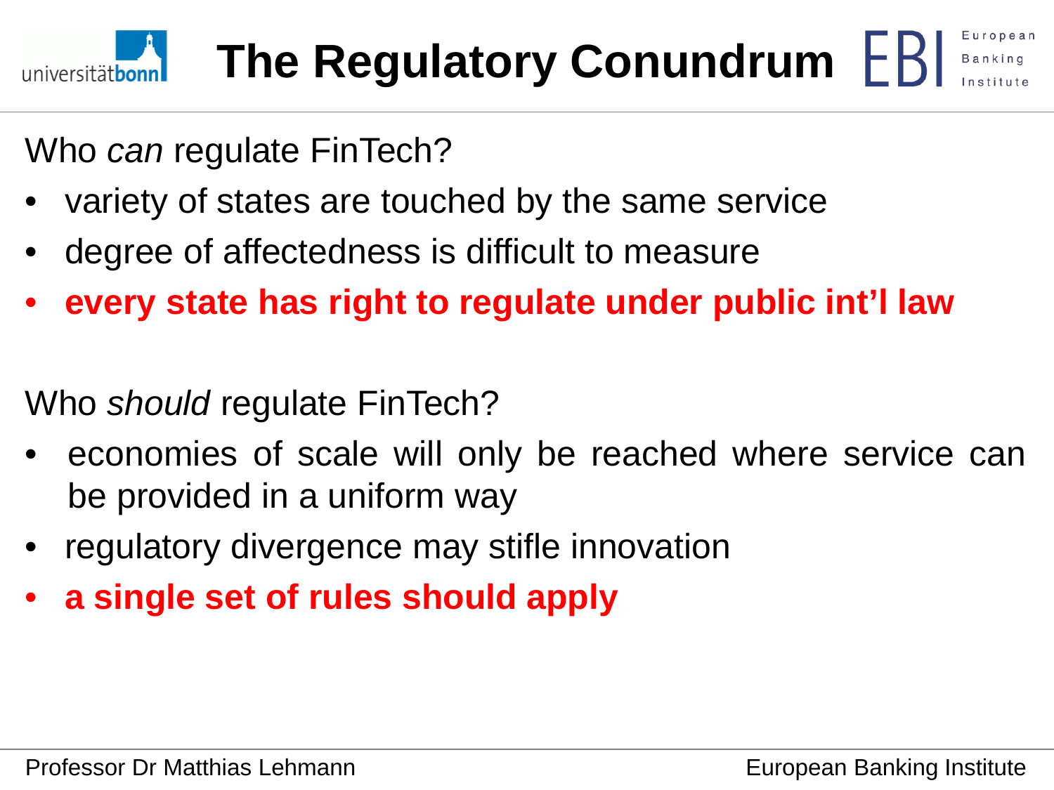# The Regulatory Conundrum

Who *can* regulate FinTech?

- variety of states are touched by the same service
- degree of affectedness is difficult to measure
- **every state has right to regulate under public int'l law**

Who *should* regulate FinTech?

- economies of scale will only be reached where service can be provided in a uniform way
- regulatory divergence may stifle innovation
- **a single set of rules should apply**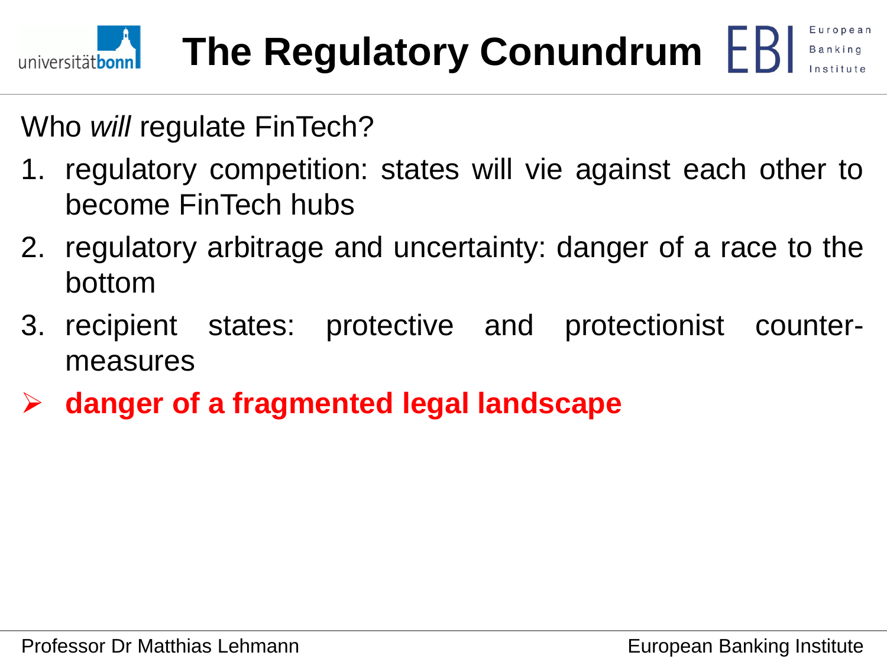# The Regulatory Conundrum

Who *will* regulate FinTech?

1. regulatory competition: states will vie against each other to become FinTech hubs
2. regulatory arbitrage and uncertainty: danger of a race to the bottom
3. recipient states: protective and protectionist counter-measures

- **danger of a fragmented legal landscape**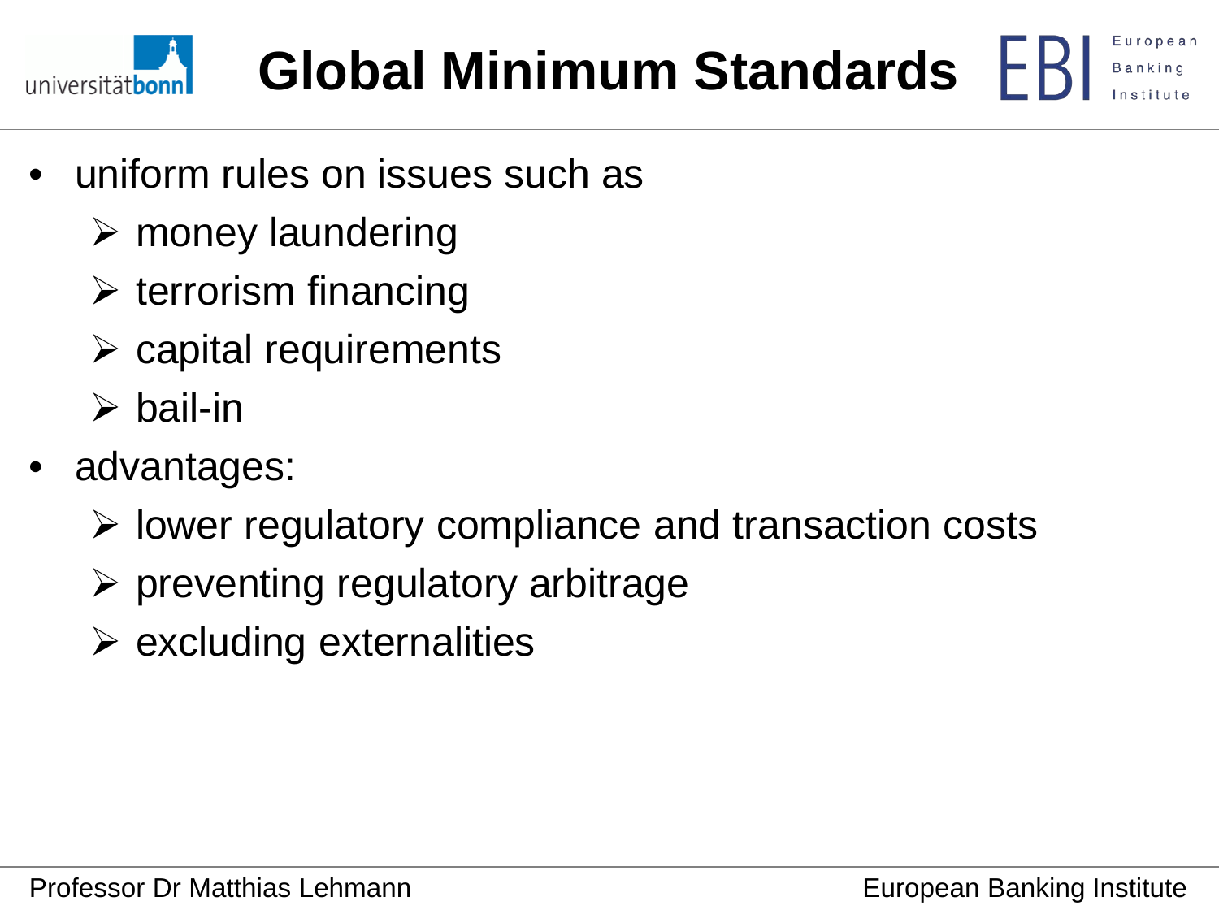# Global Minimum Standards

- uniform rules on issues such as
  - money laundering
  - terrorism financing
  - capital requirements
  - bail-in
- advantages:
  - lower regulatory compliance and transaction costs
  - preventing regulatory arbitrage
  - excluding externalities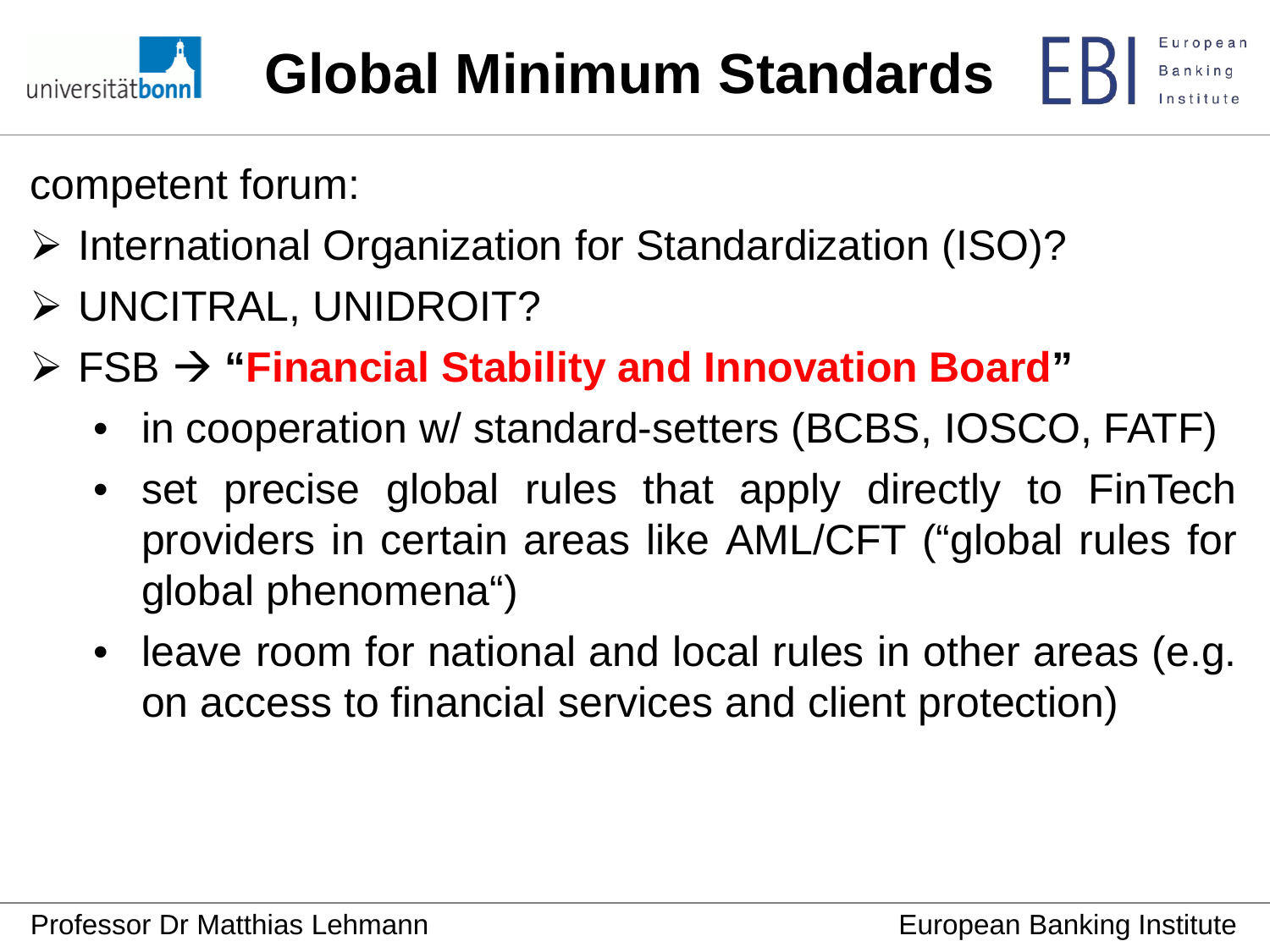# Global Minimum Standards

competent forum:

- International Organization for Standardization (ISO)?
- UNCITRAL, UNIDROIT?
- FSB → **"Financial Stability and Innovation Board"**
  - in cooperation w/ standard-setters (BCBS, IOSCO, FATF)
  - set precise global rules that apply directly to FinTech providers in certain areas like AML/CFT ("global rules for global phenomena")
  - leave room for national and local rules in other areas (e.g. on access to financial services and client protection)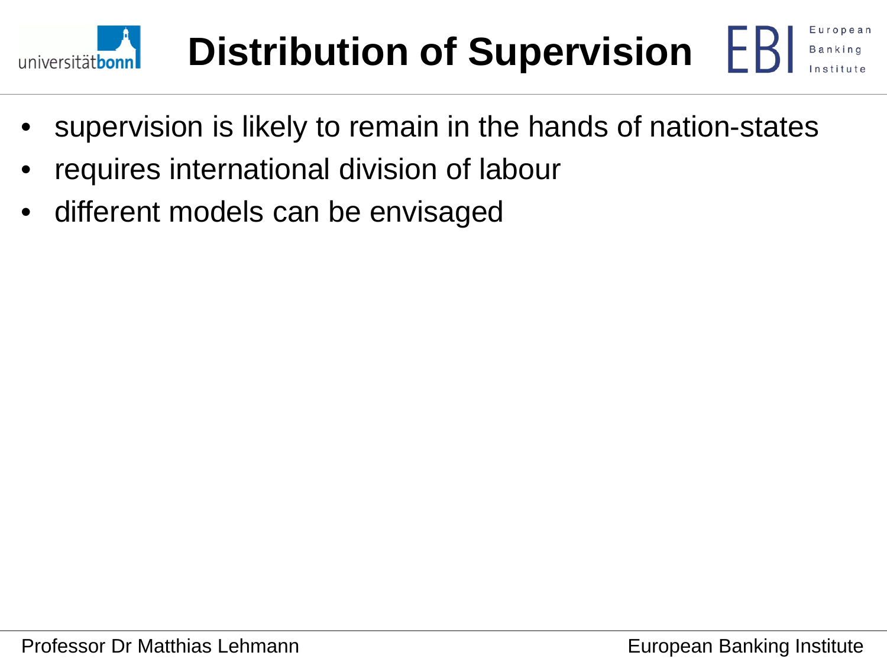# Distribution of Supervision

- supervision is likely to remain in the hands of nation-states
- requires international division of labour
- different models can be envisaged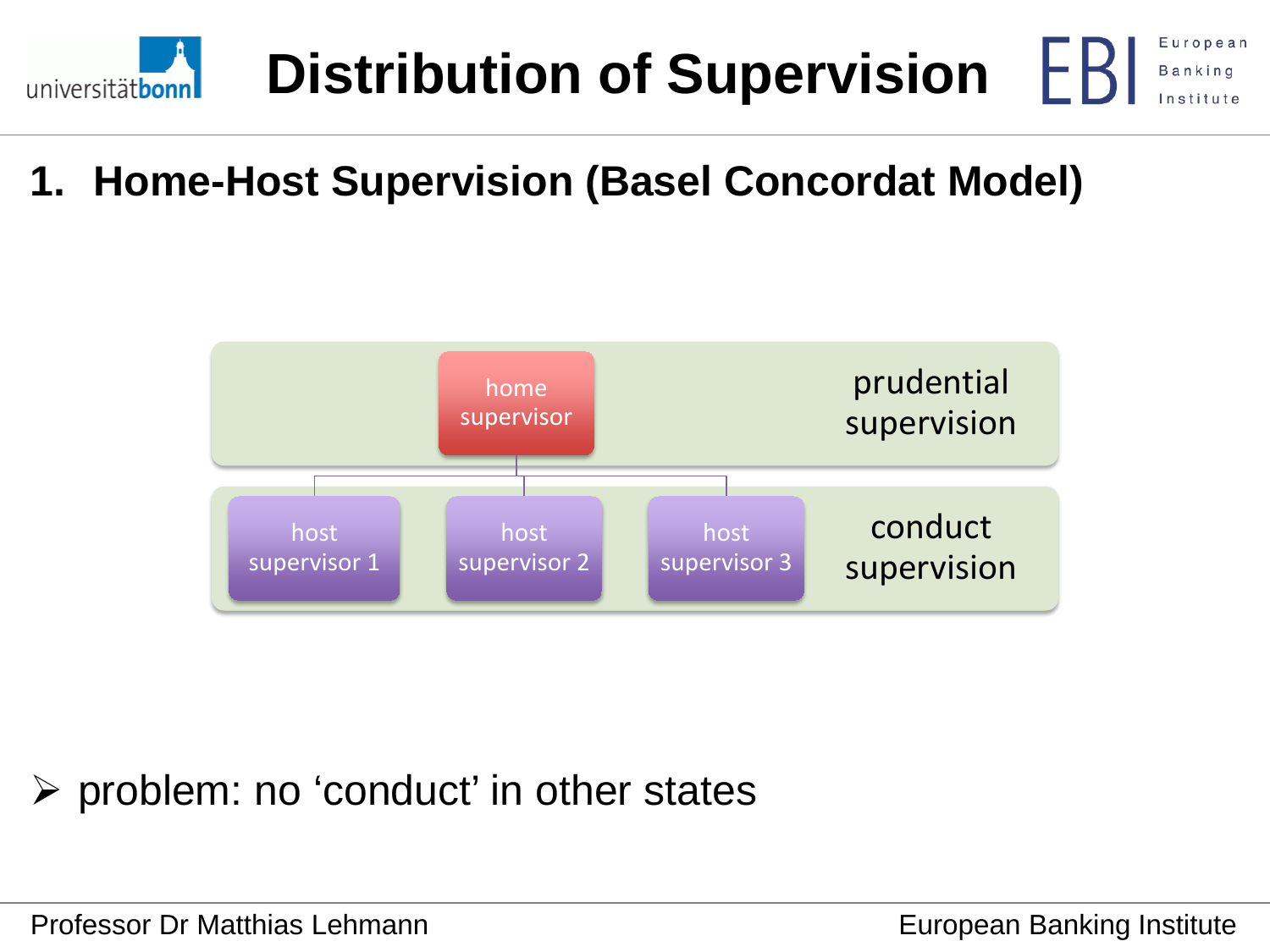# Distribution of Supervision

## 1. Home-Host Supervision (Basel Concordat Model)

home supervisor — prudential supervision

host supervisor 1 | host supervisor 2 | host supervisor 3 — conduct supervision

- problem: no ‘conduct’ in other states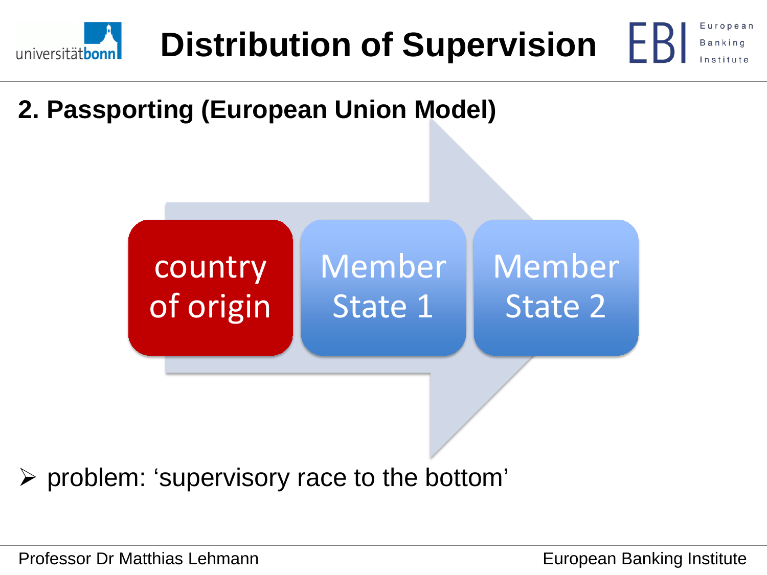# Distribution of Supervision

## 2. Passporting (European Union Model)

country of origin → Member State 1 → Member State 2

- problem: 'supervisory race to the bottom'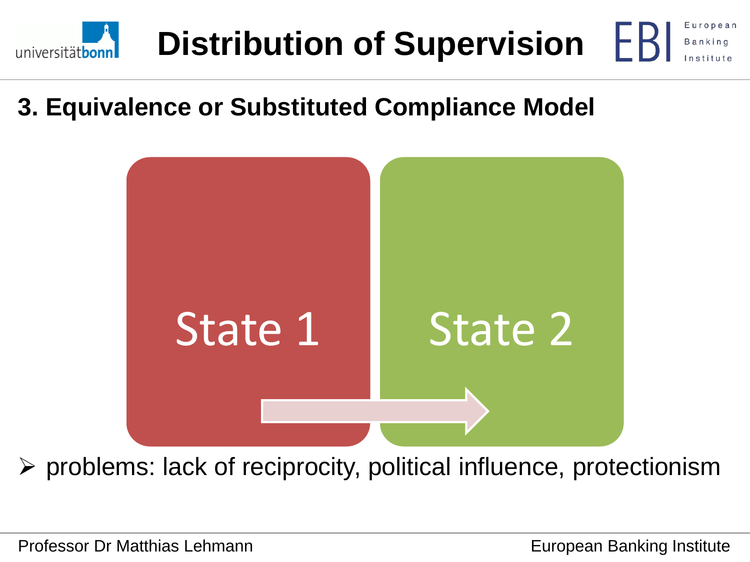# Distribution of Supervision

## 3. Equivalence or Substituted Compliance Model

State 1

State 2

- problems: lack of reciprocity, political influence, protectionism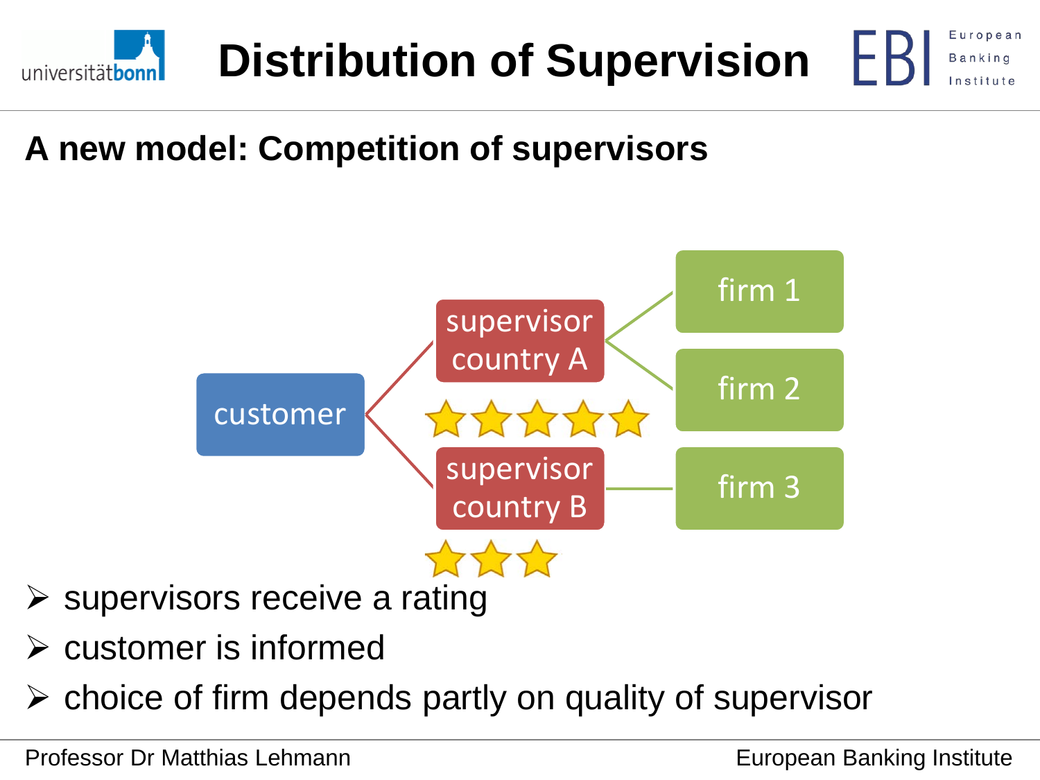# Distribution of Supervision

## A new model: Competition of supervisors

customer

supervisor country A

supervisor country B

firm 1

firm 2

firm 3

- supervisors receive a rating
- customer is informed
- choice of firm depends partly on quality of supervisor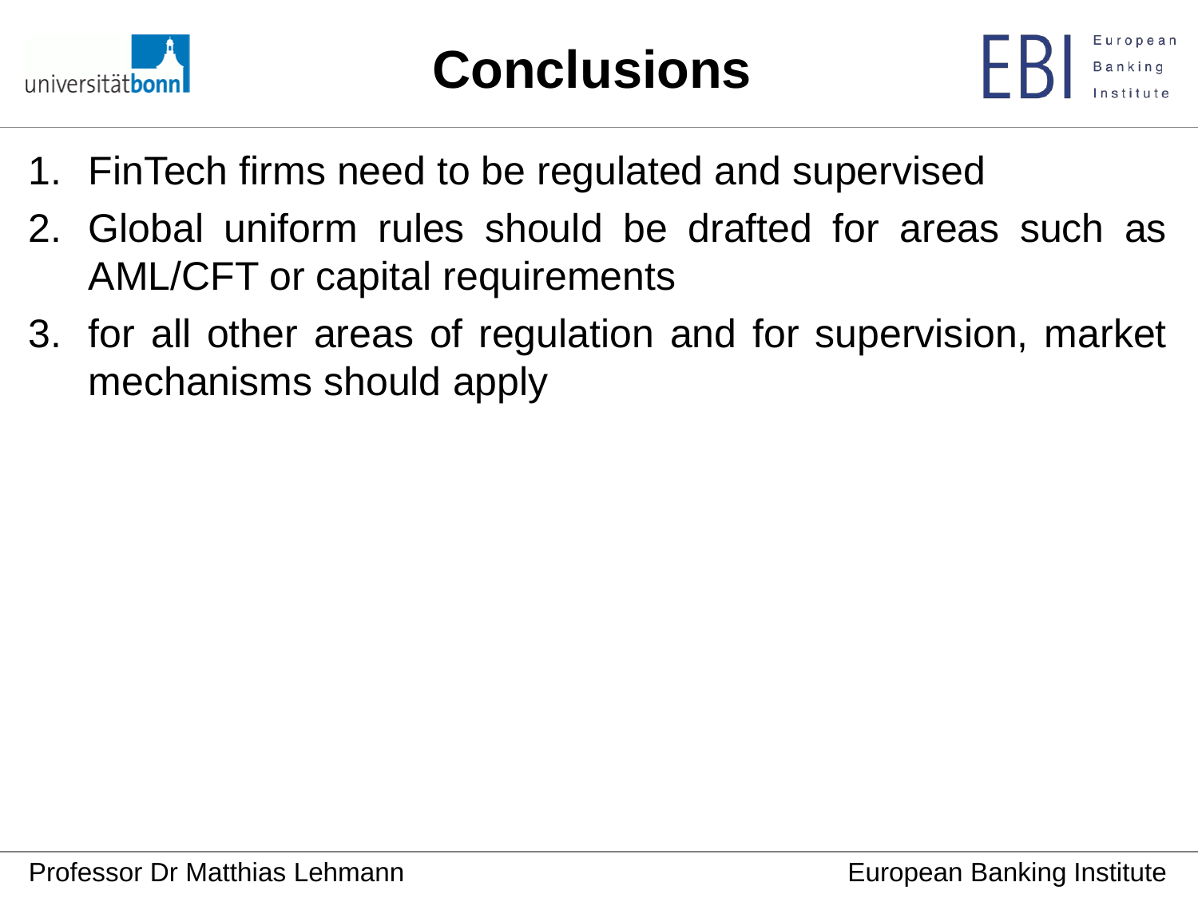# Conclusions

1. FinTech firms need to be regulated and supervised
2. Global uniform rules should be drafted for areas such as AML/CFT or capital requirements
3. for all other areas of regulation and for supervision, market mechanisms should apply